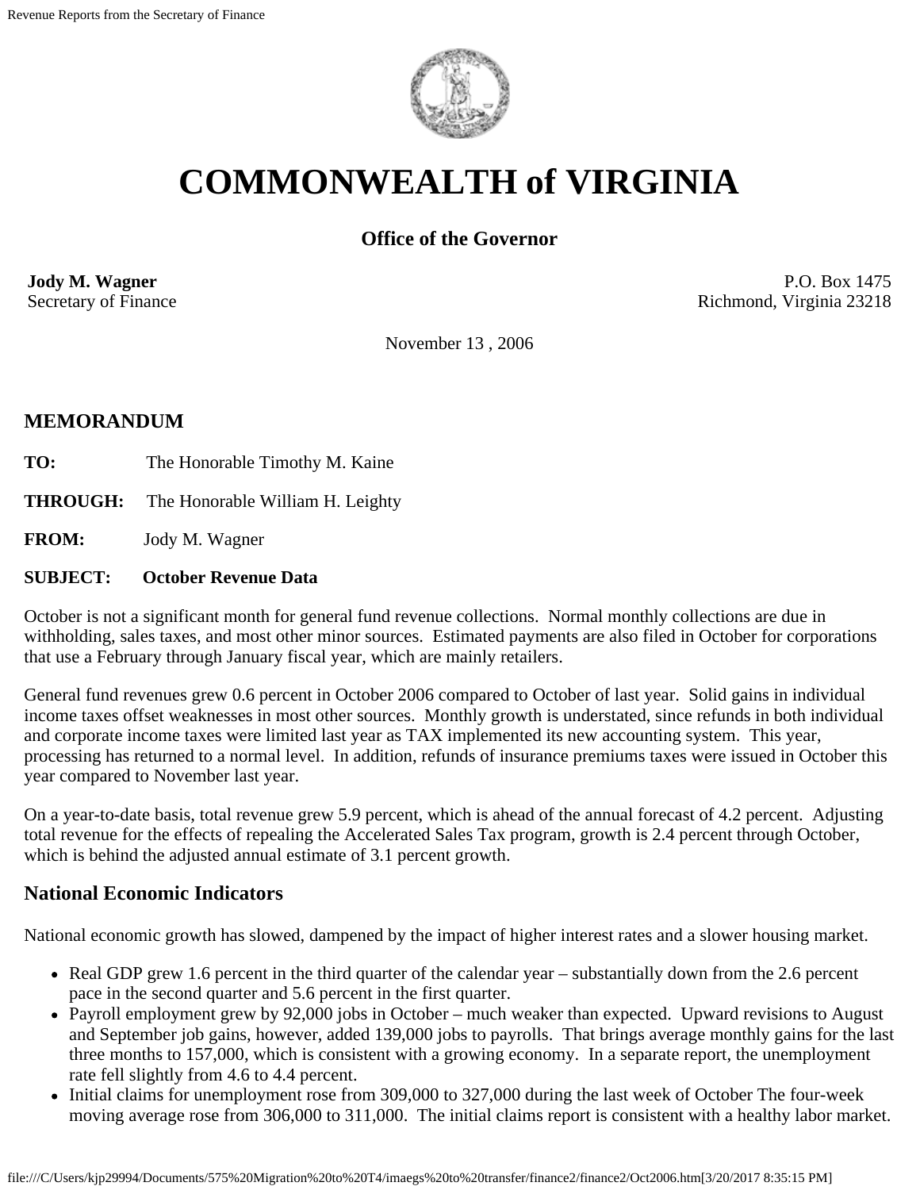# COMMONWEALTH of VIRGINIA

**Office of the Governor**

**Jody M. Wagner**
Secretary of Finance

P.O. Box 1475
Richmond, Virginia 23218

November 13 , 2006

## MEMORANDUM

**TO:** The Honorable Timothy M. Kaine

**THROUGH:** The Honorable William H. Leighty

**FROM:** Jody M. Wagner

**SUBJECT:** **October Revenue Data**

October is not a significant month for general fund revenue collections. Normal monthly collections are due in withholding, sales taxes, and most other minor sources. Estimated payments are also filed in October for corporations that use a February through January fiscal year, which are mainly retailers.

General fund revenues grew 0.6 percent in October 2006 compared to October of last year. Solid gains in individual income taxes offset weaknesses in most other sources. Monthly growth is understated, since refunds in both individual and corporate income taxes were limited last year as TAX implemented its new accounting system. This year, processing has returned to a normal level. In addition, refunds of insurance premiums taxes were issued in October this year compared to November last year.

On a year-to-date basis, total revenue grew 5.9 percent, which is ahead of the annual forecast of 4.2 percent. Adjusting total revenue for the effects of repealing the Accelerated Sales Tax program, growth is 2.4 percent through October, which is behind the adjusted annual estimate of 3.1 percent growth.

## National Economic Indicators

National economic growth has slowed, dampened by the impact of higher interest rates and a slower housing market.

- Real GDP grew 1.6 percent in the third quarter of the calendar year – substantially down from the 2.6 percent pace in the second quarter and 5.6 percent in the first quarter.
- Payroll employment grew by 92,000 jobs in October – much weaker than expected. Upward revisions to August and September job gains, however, added 139,000 jobs to payrolls. That brings average monthly gains for the last three months to 157,000, which is consistent with a growing economy. In a separate report, the unemployment rate fell slightly from 4.6 to 4.4 percent.
- Initial claims for unemployment rose from 309,000 to 327,000 during the last week of October The four-week moving average rose from 306,000 to 311,000. The initial claims report is consistent with a healthy labor market.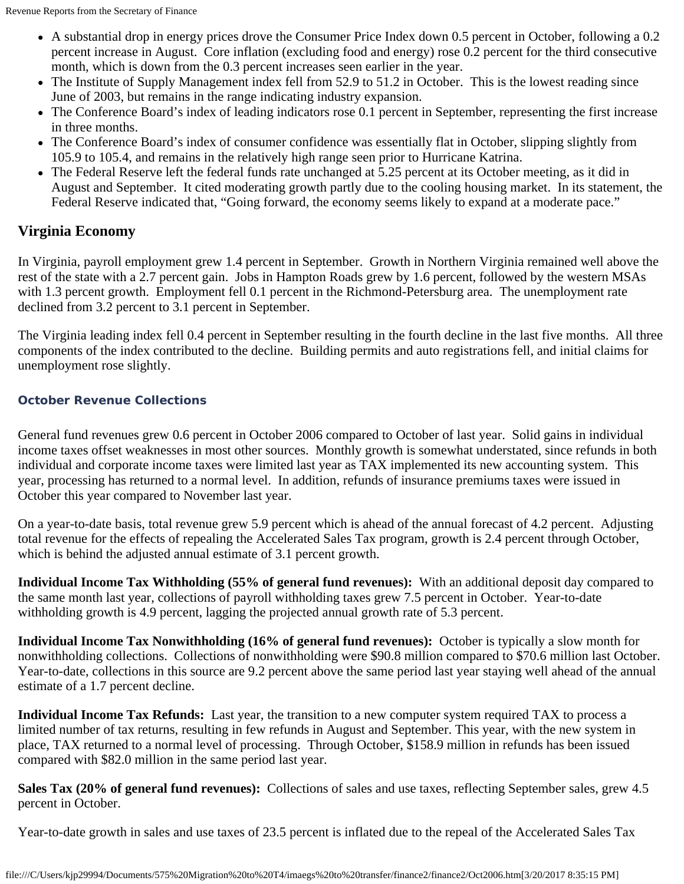- A substantial drop in energy prices drove the Consumer Price Index down 0.5 percent in October, following a 0.2 percent increase in August. Core inflation (excluding food and energy) rose 0.2 percent for the third consecutive month, which is down from the 0.3 percent increases seen earlier in the year.
- The Institute of Supply Management index fell from 52.9 to 51.2 in October. This is the lowest reading since June of 2003, but remains in the range indicating industry expansion.
- The Conference Board's index of leading indicators rose 0.1 percent in September, representing the first increase in three months.
- The Conference Board's index of consumer confidence was essentially flat in October, slipping slightly from 105.9 to 105.4, and remains in the relatively high range seen prior to Hurricane Katrina.
- The Federal Reserve left the federal funds rate unchanged at 5.25 percent at its October meeting, as it did in August and September. It cited moderating growth partly due to the cooling housing market. In its statement, the Federal Reserve indicated that, "Going forward, the economy seems likely to expand at a moderate pace."

## Virginia Economy

In Virginia, payroll employment grew 1.4 percent in September. Growth in Northern Virginia remained well above the rest of the state with a 2.7 percent gain. Jobs in Hampton Roads grew by 1.6 percent, followed by the western MSAs with 1.3 percent growth. Employment fell 0.1 percent in the Richmond-Petersburg area. The unemployment rate declined from 3.2 percent to 3.1 percent in September.

The Virginia leading index fell 0.4 percent in September resulting in the fourth decline in the last five months. All three components of the index contributed to the decline. Building permits and auto registrations fell, and initial claims for unemployment rose slightly.

### October Revenue Collections

General fund revenues grew 0.6 percent in October 2006 compared to October of last year. Solid gains in individual income taxes offset weaknesses in most other sources. Monthly growth is somewhat understated, since refunds in both individual and corporate income taxes were limited last year as TAX implemented its new accounting system. This year, processing has returned to a normal level. In addition, refunds of insurance premiums taxes were issued in October this year compared to November last year.

On a year-to-date basis, total revenue grew 5.9 percent which is ahead of the annual forecast of 4.2 percent. Adjusting total revenue for the effects of repealing the Accelerated Sales Tax program, growth is 2.4 percent through October, which is behind the adjusted annual estimate of 3.1 percent growth.

**Individual Income Tax Withholding (55% of general fund revenues):** With an additional deposit day compared to the same month last year, collections of payroll withholding taxes grew 7.5 percent in October. Year-to-date withholding growth is 4.9 percent, lagging the projected annual growth rate of 5.3 percent.

**Individual Income Tax Nonwithholding (16% of general fund revenues):** October is typically a slow month for nonwithholding collections. Collections of nonwithholding were $90.8 million compared to $70.6 million last October. Year-to-date, collections in this source are 9.2 percent above the same period last year staying well ahead of the annual estimate of a 1.7 percent decline.

**Individual Income Tax Refunds:** Last year, the transition to a new computer system required TAX to process a limited number of tax returns, resulting in few refunds in August and September. This year, with the new system in place, TAX returned to a normal level of processing. Through October, $158.9 million in refunds has been issued compared with $82.0 million in the same period last year.

**Sales Tax (20% of general fund revenues):** Collections of sales and use taxes, reflecting September sales, grew 4.5 percent in October.

Year-to-date growth in sales and use taxes of 23.5 percent is inflated due to the repeal of the Accelerated Sales Tax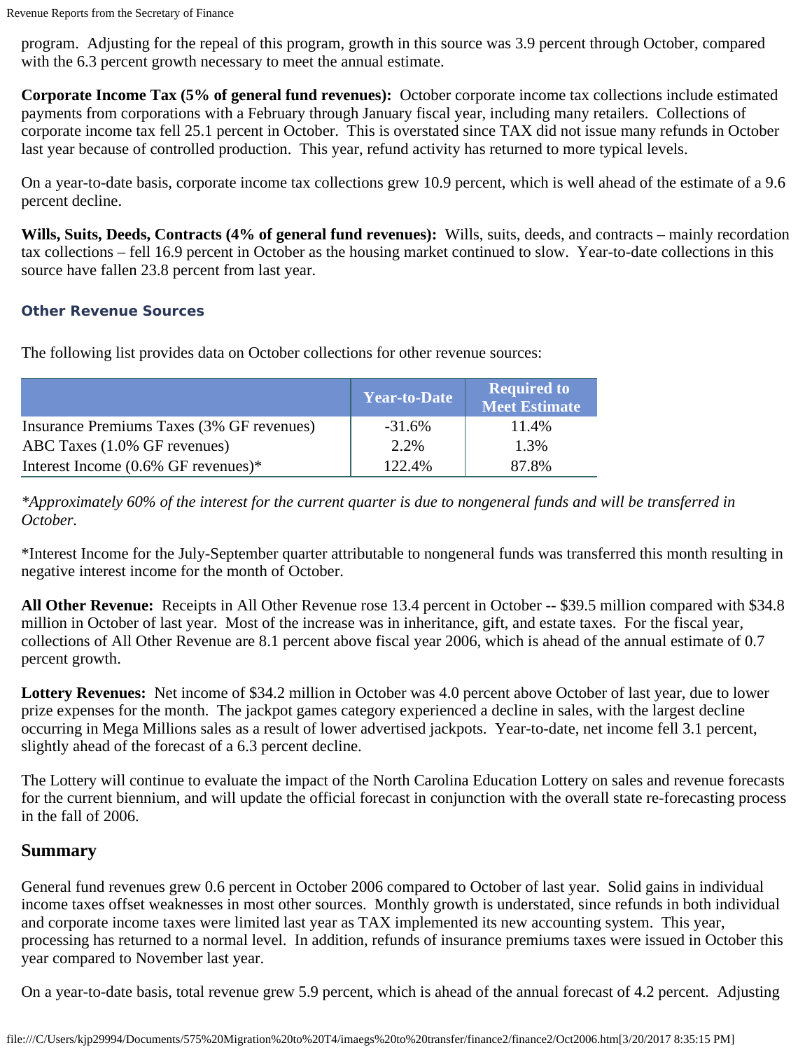program. Adjusting for the repeal of this program, growth in this source was 3.9 percent through October, compared with the 6.3 percent growth necessary to meet the annual estimate.

**Corporate Income Tax (5% of general fund revenues):** October corporate income tax collections include estimated payments from corporations with a February through January fiscal year, including many retailers. Collections of corporate income tax fell 25.1 percent in October. This is overstated since TAX did not issue many refunds in October last year because of controlled production. This year, refund activity has returned to more typical levels.

On a year-to-date basis, corporate income tax collections grew 10.9 percent, which is well ahead of the estimate of a 9.6 percent decline.

**Wills, Suits, Deeds, Contracts (4% of general fund revenues):** Wills, suits, deeds, and contracts – mainly recordation tax collections – fell 16.9 percent in October as the housing market continued to slow. Year-to-date collections in this source have fallen 23.8 percent from last year.

### Other Revenue Sources

The following list provides data on October collections for other revenue sources:

| | Year-to-Date | Required to Meet Estimate |
|---|---|---|
| Insurance Premiums Taxes (3% GF revenues) | -31.6% | 11.4% |
| ABC Taxes (1.0% GF revenues) | 2.2% | 1.3% |
| Interest Income (0.6% GF revenues)* | 122.4% | 87.8% |

*\*Approximately 60% of the interest for the current quarter is due to nongeneral funds and will be transferred in October.*

*Interest Income for the July-September quarter attributable to nongeneral funds was transferred this month resulting in negative interest income for the month of October.

**All Other Revenue:** Receipts in All Other Revenue rose 13.4 percent in October -- $39.5 million compared with $34.8 million in October of last year. Most of the increase was in inheritance, gift, and estate taxes. For the fiscal year, collections of All Other Revenue are 8.1 percent above fiscal year 2006, which is ahead of the annual estimate of 0.7 percent growth.

**Lottery Revenues:** Net income of $34.2 million in October was 4.0 percent above October of last year, due to lower prize expenses for the month. The jackpot games category experienced a decline in sales, with the largest decline occurring in Mega Millions sales as a result of lower advertised jackpots. Year-to-date, net income fell 3.1 percent, slightly ahead of the forecast of a 6.3 percent decline.

The Lottery will continue to evaluate the impact of the North Carolina Education Lottery on sales and revenue forecasts for the current biennium, and will update the official forecast in conjunction with the overall state re-forecasting process in the fall of 2006.

## Summary

General fund revenues grew 0.6 percent in October 2006 compared to October of last year. Solid gains in individual income taxes offset weaknesses in most other sources. Monthly growth is understated, since refunds in both individual and corporate income taxes were limited last year as TAX implemented its new accounting system. This year, processing has returned to a normal level. In addition, refunds of insurance premiums taxes were issued in October this year compared to November last year.

On a year-to-date basis, total revenue grew 5.9 percent, which is ahead of the annual forecast of 4.2 percent. Adjusting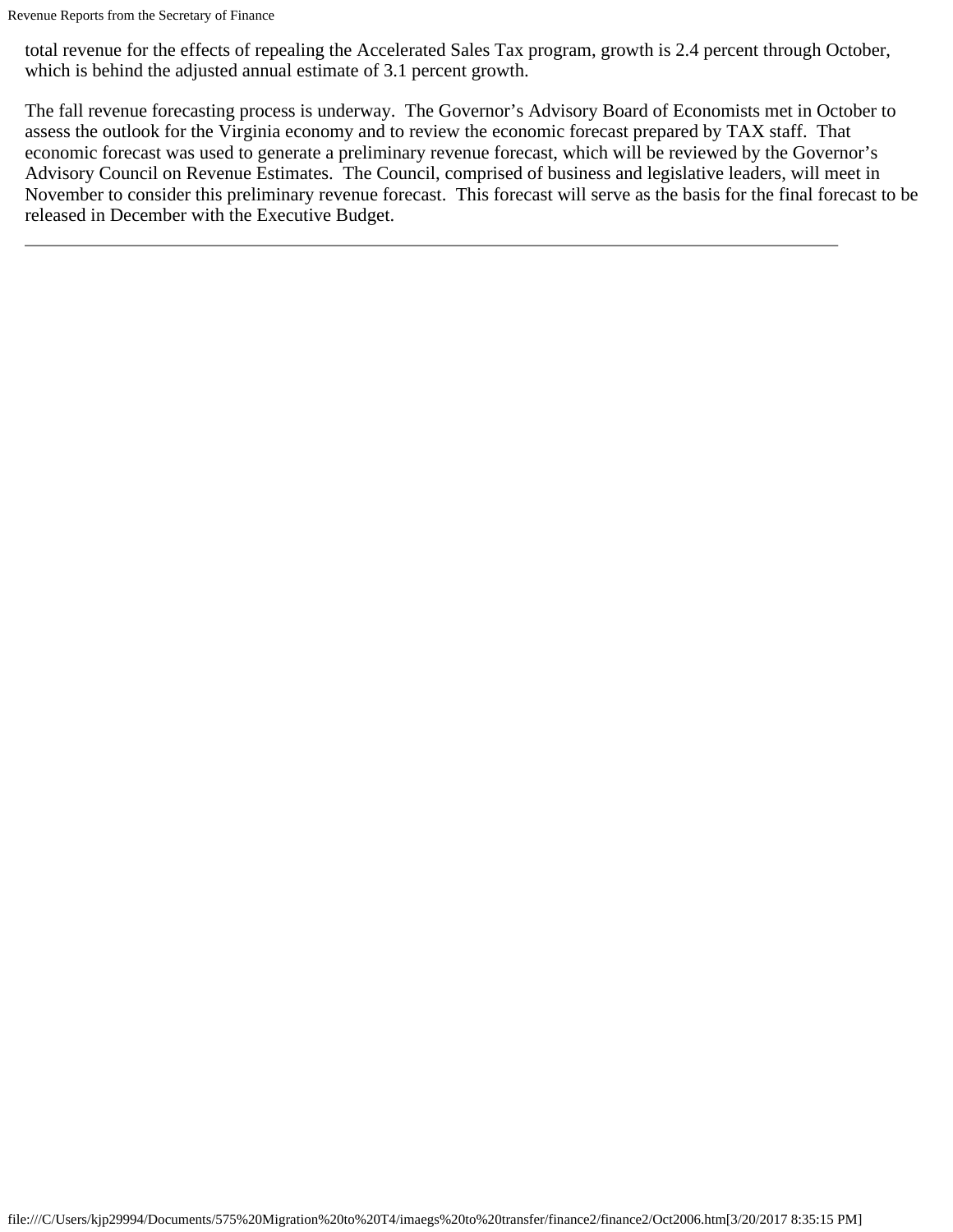total revenue for the effects of repealing the Accelerated Sales Tax program, growth is 2.4 percent through October, which is behind the adjusted annual estimate of 3.1 percent growth.

The fall revenue forecasting process is underway. The Governor's Advisory Board of Economists met in October to assess the outlook for the Virginia economy and to review the economic forecast prepared by TAX staff. That economic forecast was used to generate a preliminary revenue forecast, which will be reviewed by the Governor's Advisory Council on Revenue Estimates. The Council, comprised of business and legislative leaders, will meet in November to consider this preliminary revenue forecast. This forecast will serve as the basis for the final forecast to be released in December with the Executive Budget.

---